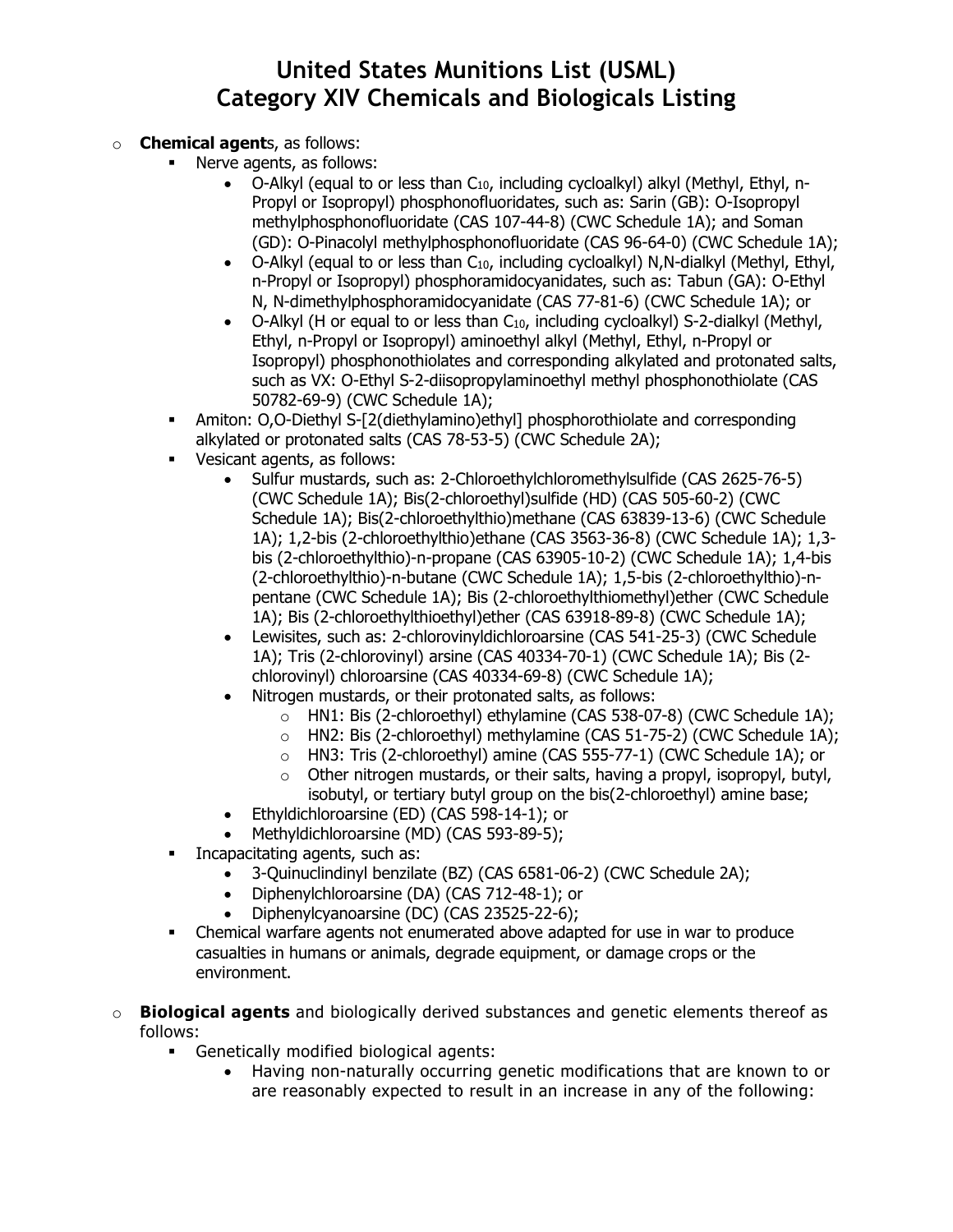# United States Munitions List (USML)
# Category XIV Chemicals and Biologicals Listing

- **Chemical agent**s, as follows:
  - Nerve agents, as follows:
    - O-Alkyl (equal to or less than $C_{10}$, including cycloalkyl) alkyl (Methyl, Ethyl, n-Propyl or Isopropyl) phosphonofluoridates, such as: Sarin (GB): O-Isopropyl methylphosphonofluoridate (CAS 107-44-8) (CWC Schedule 1A); and Soman (GD): O-Pinacolyl methylphosphonofluoridate (CAS 96-64-0) (CWC Schedule 1A);
    - O-Alkyl (equal to or less than $C_{10}$, including cycloalkyl) N,N-dialkyl (Methyl, Ethyl, n-Propyl or Isopropyl) phosphoramidocyanidates, such as: Tabun (GA): O-Ethyl N, N-dimethylphosphoramidocyanidate (CAS 77-81-6) (CWC Schedule 1A); or
    - O-Alkyl (H or equal to or less than $C_{10}$, including cycloalkyl) S-2-dialkyl (Methyl, Ethyl, n-Propyl or Isopropyl) aminoethyl alkyl (Methyl, Ethyl, n-Propyl or Isopropyl) phosphonothiolates and corresponding alkylated and protonated salts, such as VX: O-Ethyl S-2-diisopropylaminoethyl methyl phosphonothiolate (CAS 50782-69-9) (CWC Schedule 1A);
  - Amiton: O,O-Diethyl S-[2(diethylamino)ethyl] phosphorothiolate and corresponding alkylated or protonated salts (CAS 78-53-5) (CWC Schedule 2A);
  - Vesicant agents, as follows:
    - Sulfur mustards, such as: 2-Chloroethylchloromethylsulfide (CAS 2625-76-5) (CWC Schedule 1A); Bis(2-chloroethyl)sulfide (HD) (CAS 505-60-2) (CWC Schedule 1A); Bis(2-chloroethylthio)methane (CAS 63839-13-6) (CWC Schedule 1A); 1,2-bis (2-chloroethylthio)ethane (CAS 3563-36-8) (CWC Schedule 1A); 1,3-bis (2-chloroethylthio)-n-propane (CAS 63905-10-2) (CWC Schedule 1A); 1,4-bis (2-chloroethylthio)-n-butane (CWC Schedule 1A); 1,5-bis (2-chloroethylthio)-n-pentane (CWC Schedule 1A); Bis (2-chloroethylthiomethyl)ether (CWC Schedule 1A); Bis (2-chloroethylthioethyl)ether (CAS 63918-89-8) (CWC Schedule 1A);
    - Lewisites, such as: 2-chlorovinyldichloroarsine (CAS 541-25-3) (CWC Schedule 1A); Tris (2-chlorovinyl) arsine (CAS 40334-70-1) (CWC Schedule 1A); Bis (2-chlorovinyl) chloroarsine (CAS 40334-69-8) (CWC Schedule 1A);
    - Nitrogen mustards, or their protonated salts, as follows:
      - HN1: Bis (2-chloroethyl) ethylamine (CAS 538-07-8) (CWC Schedule 1A);
      - HN2: Bis (2-chloroethyl) methylamine (CAS 51-75-2) (CWC Schedule 1A);
      - HN3: Tris (2-chloroethyl) amine (CAS 555-77-1) (CWC Schedule 1A); or
      - Other nitrogen mustards, or their salts, having a propyl, isopropyl, butyl, isobutyl, or tertiary butyl group on the bis(2-chloroethyl) amine base;
    - Ethyldichloroarsine (ED) (CAS 598-14-1); or
    - Methyldichloroarsine (MD) (CAS 593-89-5);
  - Incapacitating agents, such as:
    - 3-Quinuclindinyl benzilate (BZ) (CAS 6581-06-2) (CWC Schedule 2A);
    - Diphenylchloroarsine (DA) (CAS 712-48-1); or
    - Diphenylcyanoarsine (DC) (CAS 23525-22-6);
  - Chemical warfare agents not enumerated above adapted for use in war to produce casualties in humans or animals, degrade equipment, or damage crops or the environment.
- **Biological agents** and biologically derived substances and genetic elements thereof as follows:
  - Genetically modified biological agents:
    - Having non-naturally occurring genetic modifications that are known to or are reasonably expected to result in an increase in any of the following: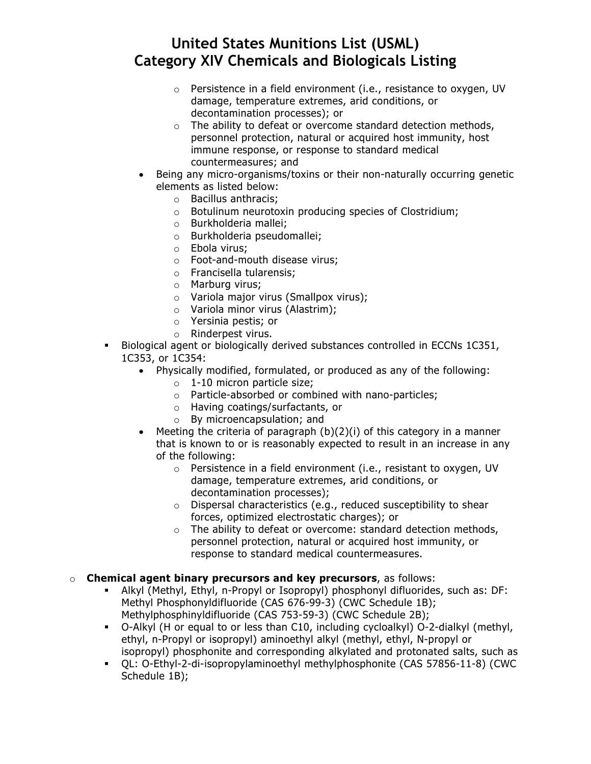- Persistence in a field environment (i.e., resistance to oxygen, UV damage, temperature extremes, arid conditions, or decontamination processes); or
      - The ability to defeat or overcome standard detection methods, personnel protection, natural or acquired host immunity, host immune response, or response to standard medical countermeasures; and
    - Being any micro-organisms/toxins or their non-naturally occurring genetic elements as listed below:
      - Bacillus anthracis;
      - Botulinum neurotoxin producing species of Clostridium;
      - Burkholderia mallei;
      - Burkholderia pseudomallei;
      - Ebola virus;
      - Foot-and-mouth disease virus;
      - Francisella tularensis;
      - Marburg virus;
      - Variola major virus (Smallpox virus);
      - Variola minor virus (Alastrim);
      - Yersinia pestis; or
      - Rinderpest virus.
  - Biological agent or biologically derived substances controlled in ECCNs 1C351, 1C353, or 1C354:
    - Physically modified, formulated, or produced as any of the following:
      - 1-10 micron particle size;
      - Particle-absorbed or combined with nano-particles;
      - Having coatings/surfactants, or
      - By microencapsulation; and
    - Meeting the criteria of paragraph (b)(2)(i) of this category in a manner that is known to or is reasonably expected to result in an increase in any of the following:
      - Persistence in a field environment (i.e., resistant to oxygen, UV damage, temperature extremes, arid conditions, or decontamination processes);
      - Dispersal characteristics (e.g., reduced susceptibility to shear forces, optimized electrostatic charges); or
      - The ability to defeat or overcome: standard detection methods, personnel protection, natural or acquired host immunity, or response to standard medical countermeasures.

- **Chemical agent binary precursors and key precursors**, as follows:
  - Alkyl (Methyl, Ethyl, n-Propyl or Isopropyl) phosphonyl difluorides, such as: DF: Methyl Phosphonyldifluoride (CAS 676-99-3) (CWC Schedule 1B); Methylphosphinyldifluoride (CAS 753-59-3) (CWC Schedule 2B);
  - O-Alkyl (H or equal to or less than C10, including cycloalkyl) O-2-dialkyl (methyl, ethyl, n-Propyl or isopropyl) aminoethyl alkyl (methyl, ethyl, N-propyl or isopropyl) phosphonite and corresponding alkylated and protonated salts, such as
  - QL: O-Ethyl-2-di-isopropylaminoethyl methylphosphonite (CAS 57856-11-8) (CWC Schedule 1B);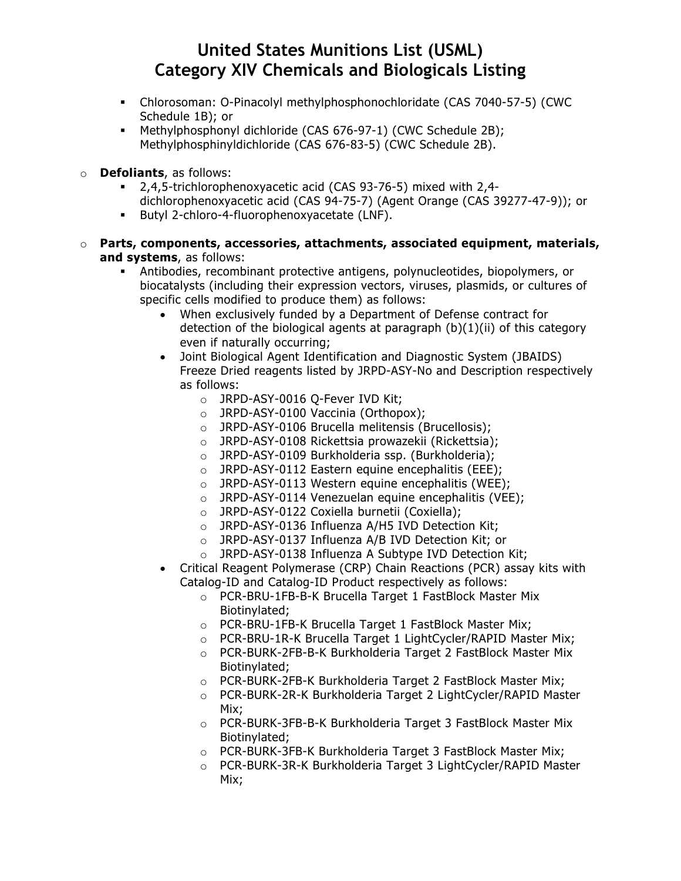# United States Munitions List (USML)
# Category XIV Chemicals and Biologicals Listing

- Chlorosoman: O-Pinacolyl methylphosphonochloridate (CAS 7040-57-5) (CWC Schedule 1B); or
- Methylphosphonyl dichloride (CAS 676-97-1) (CWC Schedule 2B); Methylphosphinyldichloride (CAS 676-83-5) (CWC Schedule 2B).

- **Defoliants**, as follows:
  - 2,4,5-trichlorophenoxyacetic acid (CAS 93-76-5) mixed with 2,4-dichlorophenoxyacetic acid (CAS 94-75-7) (Agent Orange (CAS 39277-47-9)); or
  - Butyl 2-chloro-4-fluorophenoxyacetate (LNF).

- **Parts, components, accessories, attachments, associated equipment, materials, and systems**, as follows:
  - Antibodies, recombinant protective antigens, polynucleotides, biopolymers, or biocatalysts (including their expression vectors, viruses, plasmids, or cultures of specific cells modified to produce them) as follows:
    - When exclusively funded by a Department of Defense contract for detection of the biological agents at paragraph (b)(1)(ii) of this category even if naturally occurring;
    - Joint Biological Agent Identification and Diagnostic System (JBAIDS) Freeze Dried reagents listed by JRPD-ASY-No and Description respectively as follows:
      - JRPD-ASY-0016 Q-Fever IVD Kit;
      - JRPD-ASY-0100 Vaccinia (Orthopox);
      - JRPD-ASY-0106 Brucella melitensis (Brucellosis);
      - JRPD-ASY-0108 Rickettsia prowazekii (Rickettsia);
      - JRPD-ASY-0109 Burkholderia ssp. (Burkholderia);
      - JRPD-ASY-0112 Eastern equine encephalitis (EEE);
      - JRPD-ASY-0113 Western equine encephalitis (WEE);
      - JRPD-ASY-0114 Venezuelan equine encephalitis (VEE);
      - JRPD-ASY-0122 Coxiella burnetii (Coxiella);
      - JRPD-ASY-0136 Influenza A/H5 IVD Detection Kit;
      - JRPD-ASY-0137 Influenza A/B IVD Detection Kit; or
      - JRPD-ASY-0138 Influenza A Subtype IVD Detection Kit;
    - Critical Reagent Polymerase (CRP) Chain Reactions (PCR) assay kits with Catalog-ID and Catalog-ID Product respectively as follows:
      - PCR-BRU-1FB-B-K Brucella Target 1 FastBlock Master Mix Biotinylated;
      - PCR-BRU-1FB-K Brucella Target 1 FastBlock Master Mix;
      - PCR-BRU-1R-K Brucella Target 1 LightCycler/RAPID Master Mix;
      - PCR-BURK-2FB-B-K Burkholderia Target 2 FastBlock Master Mix Biotinylated;
      - PCR-BURK-2FB-K Burkholderia Target 2 FastBlock Master Mix;
      - PCR-BURK-2R-K Burkholderia Target 2 LightCycler/RAPID Master Mix;
      - PCR-BURK-3FB-B-K Burkholderia Target 3 FastBlock Master Mix Biotinylated;
      - PCR-BURK-3FB-K Burkholderia Target 3 FastBlock Master Mix;
      - PCR-BURK-3R-K Burkholderia Target 3 LightCycler/RAPID Master Mix;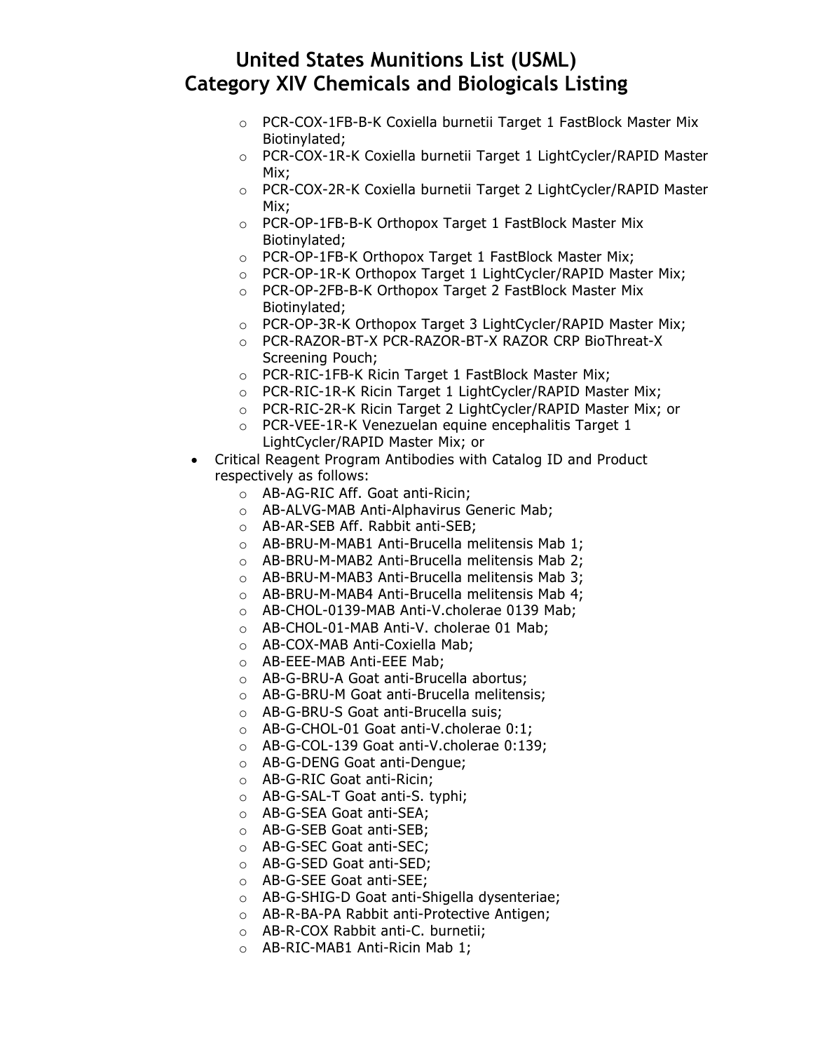- PCR-COX-1FB-B-K Coxiella burnetii Target 1 FastBlock Master Mix Biotinylated;
- PCR-COX-1R-K Coxiella burnetii Target 1 LightCycler/RAPID Master Mix;
- PCR-COX-2R-K Coxiella burnetii Target 2 LightCycler/RAPID Master Mix;
- PCR-OP-1FB-B-K Orthopox Target 1 FastBlock Master Mix Biotinylated;
- PCR-OP-1FB-K Orthopox Target 1 FastBlock Master Mix;
- PCR-OP-1R-K Orthopox Target 1 LightCycler/RAPID Master Mix;
- PCR-OP-2FB-B-K Orthopox Target 2 FastBlock Master Mix Biotinylated;
- PCR-OP-3R-K Orthopox Target 3 LightCycler/RAPID Master Mix;
- PCR-RAZOR-BT-X PCR-RAZOR-BT-X RAZOR CRP BioThreat-X Screening Pouch;
- PCR-RIC-1FB-K Ricin Target 1 FastBlock Master Mix;
- PCR-RIC-1R-K Ricin Target 1 LightCycler/RAPID Master Mix;
- PCR-RIC-2R-K Ricin Target 2 LightCycler/RAPID Master Mix; or
- PCR-VEE-1R-K Venezuelan equine encephalitis Target 1 LightCycler/RAPID Master Mix; or

- Critical Reagent Program Antibodies with Catalog ID and Product respectively as follows:
  - AB-AG-RIC Aff. Goat anti-Ricin;
  - AB-ALVG-MAB Anti-Alphavirus Generic Mab;
  - AB-AR-SEB Aff. Rabbit anti-SEB;
  - AB-BRU-M-MAB1 Anti-Brucella melitensis Mab 1;
  - AB-BRU-M-MAB2 Anti-Brucella melitensis Mab 2;
  - AB-BRU-M-MAB3 Anti-Brucella melitensis Mab 3;
  - AB-BRU-M-MAB4 Anti-Brucella melitensis Mab 4;
  - AB-CHOL-0139-MAB Anti-V.cholerae 0139 Mab;
  - AB-CHOL-01-MAB Anti-V. cholerae 01 Mab;
  - AB-COX-MAB Anti-Coxiella Mab;
  - AB-EEE-MAB Anti-EEE Mab;
  - AB-G-BRU-A Goat anti-Brucella abortus;
  - AB-G-BRU-M Goat anti-Brucella melitensis;
  - AB-G-BRU-S Goat anti-Brucella suis;
  - AB-G-CHOL-01 Goat anti-V.cholerae 0:1;
  - AB-G-COL-139 Goat anti-V.cholerae 0:139;
  - AB-G-DENG Goat anti-Dengue;
  - AB-G-RIC Goat anti-Ricin;
  - AB-G-SAL-T Goat anti-S. typhi;
  - AB-G-SEA Goat anti-SEA;
  - AB-G-SEB Goat anti-SEB;
  - AB-G-SEC Goat anti-SEC;
  - AB-G-SED Goat anti-SED;
  - AB-G-SEE Goat anti-SEE;
  - AB-G-SHIG-D Goat anti-Shigella dysenteriae;
  - AB-R-BA-PA Rabbit anti-Protective Antigen;
  - AB-R-COX Rabbit anti-C. burnetii;
  - AB-RIC-MAB1 Anti-Ricin Mab 1;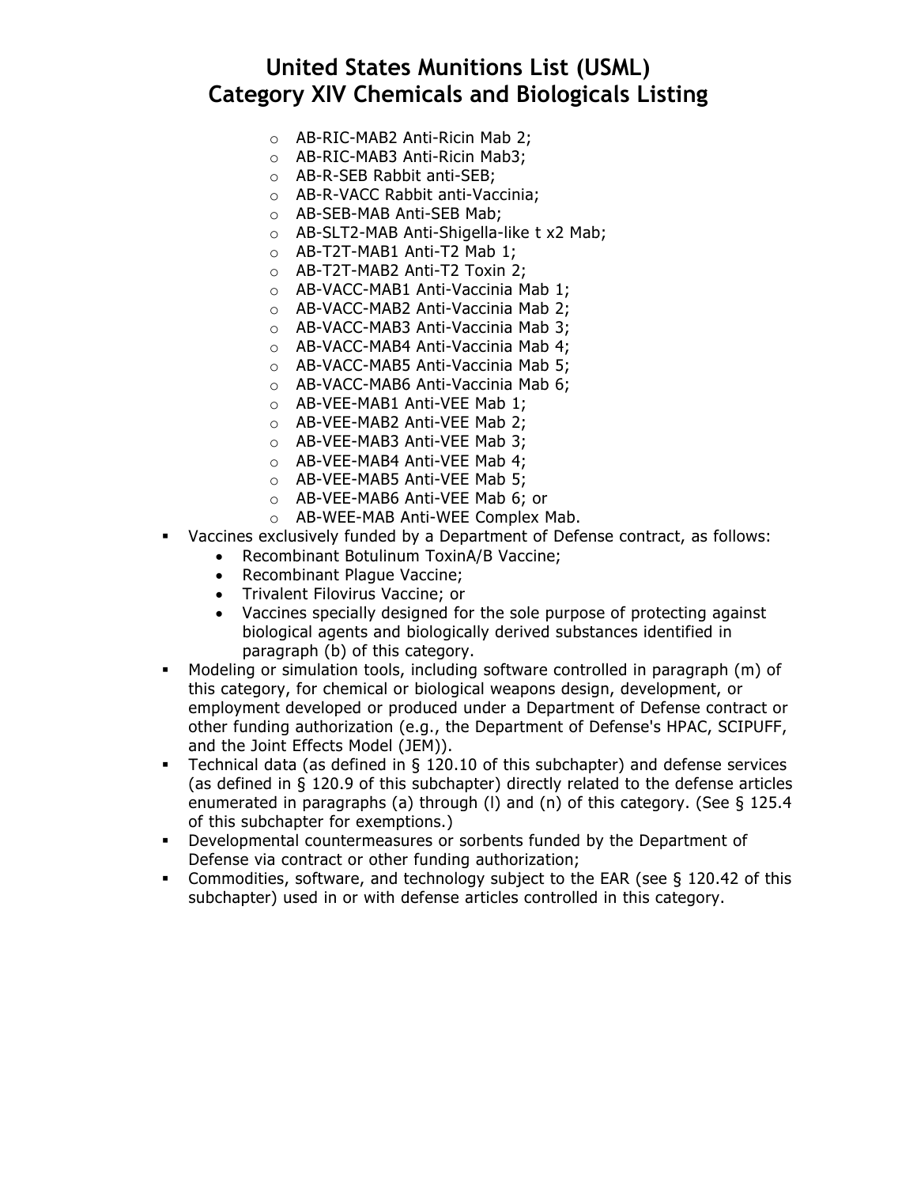# United States Munitions List (USML)
# Category XIV Chemicals and Biologicals Listing

    - AB-RIC-MAB2 Anti-Ricin Mab 2;
    - AB-RIC-MAB3 Anti-Ricin Mab3;
    - AB-R-SEB Rabbit anti-SEB;
    - AB-R-VACC Rabbit anti-Vaccinia;
    - AB-SEB-MAB Anti-SEB Mab;
    - AB-SLT2-MAB Anti-Shigella-like t x2 Mab;
    - AB-T2T-MAB1 Anti-T2 Mab 1;
    - AB-T2T-MAB2 Anti-T2 Toxin 2;
    - AB-VACC-MAB1 Anti-Vaccinia Mab 1;
    - AB-VACC-MAB2 Anti-Vaccinia Mab 2;
    - AB-VACC-MAB3 Anti-Vaccinia Mab 3;
    - AB-VACC-MAB4 Anti-Vaccinia Mab 4;
    - AB-VACC-MAB5 Anti-Vaccinia Mab 5;
    - AB-VACC-MAB6 Anti-Vaccinia Mab 6;
    - AB-VEE-MAB1 Anti-VEE Mab 1;
    - AB-VEE-MAB2 Anti-VEE Mab 2;
    - AB-VEE-MAB3 Anti-VEE Mab 3;
    - AB-VEE-MAB4 Anti-VEE Mab 4;
    - AB-VEE-MAB5 Anti-VEE Mab 5;
    - AB-VEE-MAB6 Anti-VEE Mab 6; or
    - AB-WEE-MAB Anti-WEE Complex Mab.
- Vaccines exclusively funded by a Department of Defense contract, as follows:
    - Recombinant Botulinum ToxinA/B Vaccine;
    - Recombinant Plague Vaccine;
    - Trivalent Filovirus Vaccine; or
    - Vaccines specially designed for the sole purpose of protecting against biological agents and biologically derived substances identified in paragraph (b) of this category.
- Modeling or simulation tools, including software controlled in paragraph (m) of this category, for chemical or biological weapons design, development, or employment developed or produced under a Department of Defense contract or other funding authorization (e.g., the Department of Defense's HPAC, SCIPUFF, and the Joint Effects Model (JEM)).
- Technical data (as defined in § 120.10 of this subchapter) and defense services (as defined in § 120.9 of this subchapter) directly related to the defense articles enumerated in paragraphs (a) through (l) and (n) of this category. (See § 125.4 of this subchapter for exemptions.)
- Developmental countermeasures or sorbents funded by the Department of Defense via contract or other funding authorization;
- Commodities, software, and technology subject to the EAR (see § 120.42 of this subchapter) used in or with defense articles controlled in this category.